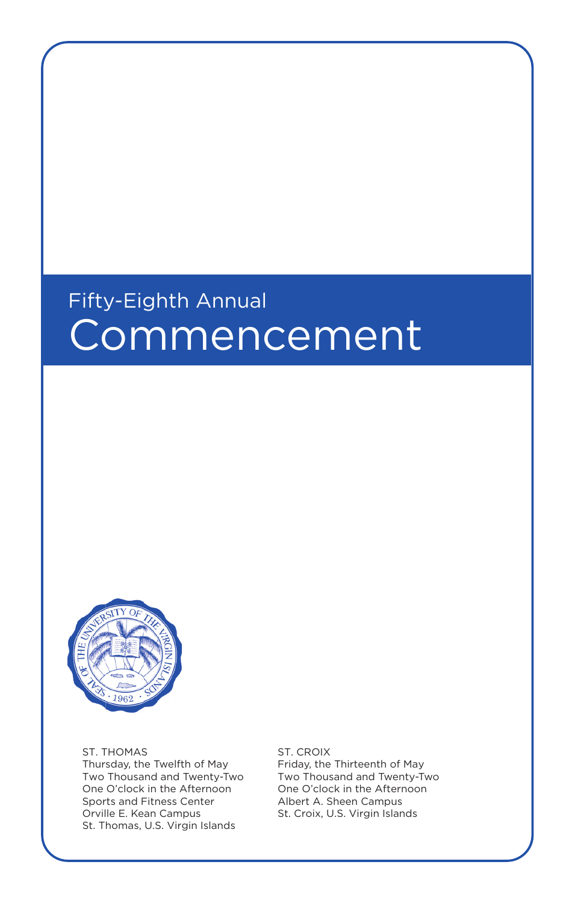Fifty-Eighth Annual

# Commencement

ST. THOMAS
Thursday, the Twelfth of May
Two Thousand and Twenty-Two
One O'clock in the Afternoon
Sports and Fitness Center
Orville E. Kean Campus
St. Thomas, U.S. Virgin Islands

ST. CROIX
Friday, the Thirteenth of May
Two Thousand and Twenty-Two
One O'clock in the Afternoon
Albert A. Sheen Campus
St. Croix, U.S. Virgin Islands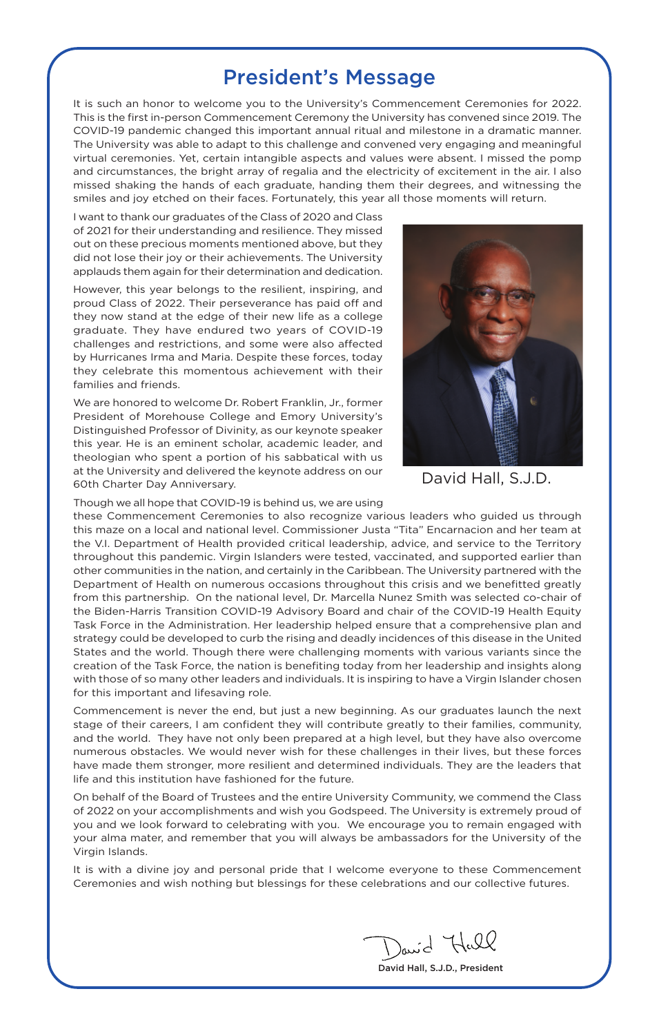# President's Message

It is such an honor to welcome you to the University's Commencement Ceremonies for 2022. This is the first in-person Commencement Ceremony the University has convened since 2019. The COVID-19 pandemic changed this important annual ritual and milestone in a dramatic manner. The University was able to adapt to this challenge and convened very engaging and meaningful virtual ceremonies. Yet, certain intangible aspects and values were absent. I missed the pomp and circumstances, the bright array of regalia and the electricity of excitement in the air. I also missed shaking the hands of each graduate, handing them their degrees, and witnessing the smiles and joy etched on their faces. Fortunately, this year all those moments will return.

I want to thank our graduates of the Class of 2020 and Class of 2021 for their understanding and resilience. They missed out on these precious moments mentioned above, but they did not lose their joy or their achievements. The University applauds them again for their determination and dedication.

However, this year belongs to the resilient, inspiring, and proud Class of 2022. Their perseverance has paid off and they now stand at the edge of their new life as a college graduate. They have endured two years of COVID-19 challenges and restrictions, and some were also affected by Hurricanes Irma and Maria. Despite these forces, today they celebrate this momentous achievement with their families and friends.

We are honored to welcome Dr. Robert Franklin, Jr., former President of Morehouse College and Emory University's Distinguished Professor of Divinity, as our keynote speaker this year. He is an eminent scholar, academic leader, and theologian who spent a portion of his sabbatical with us at the University and delivered the keynote address on our 60th Charter Day Anniversary.

David Hall, S.J.D.

Though we all hope that COVID-19 is behind us, we are using these Commencement Ceremonies to also recognize various leaders who guided us through this maze on a local and national level. Commissioner Justa "Tita" Encarnacion and her team at the V.I. Department of Health provided critical leadership, advice, and service to the Territory throughout this pandemic. Virgin Islanders were tested, vaccinated, and supported earlier than other communities in the nation, and certainly in the Caribbean. The University partnered with the Department of Health on numerous occasions throughout this crisis and we benefitted greatly from this partnership. On the national level, Dr. Marcella Nunez Smith was selected co-chair of the Biden-Harris Transition COVID-19 Advisory Board and chair of the COVID-19 Health Equity Task Force in the Administration. Her leadership helped ensure that a comprehensive plan and strategy could be developed to curb the rising and deadly incidences of this disease in the United States and the world. Though there were challenging moments with various variants since the creation of the Task Force, the nation is benefiting today from her leadership and insights along with those of so many other leaders and individuals. It is inspiring to have a Virgin Islander chosen for this important and lifesaving role.

Commencement is never the end, but just a new beginning. As our graduates launch the next stage of their careers, I am confident they will contribute greatly to their families, community, and the world. They have not only been prepared at a high level, but they have also overcome numerous obstacles. We would never wish for these challenges in their lives, but these forces have made them stronger, more resilient and determined individuals. They are the leaders that life and this institution have fashioned for the future.

On behalf of the Board of Trustees and the entire University Community, we commend the Class of 2022 on your accomplishments and wish you Godspeed. The University is extremely proud of you and we look forward to celebrating with you. We encourage you to remain engaged with your alma mater, and remember that you will always be ambassadors for the University of the Virgin Islands.

It is with a divine joy and personal pride that I welcome everyone to these Commencement Ceremonies and wish nothing but blessings for these celebrations and our collective futures.

David Hall

David Hall, S.J.D., President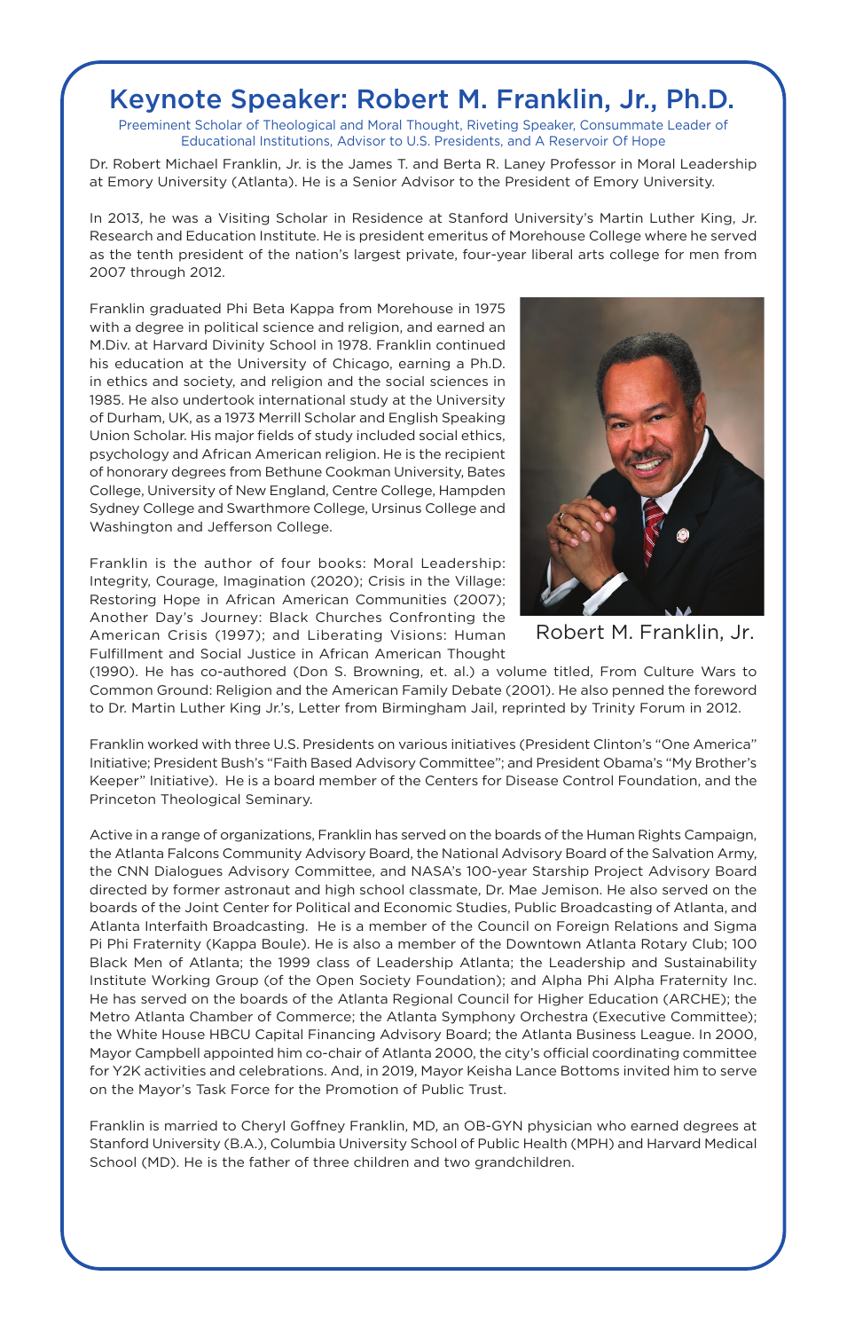# Keynote Speaker: Robert M. Franklin, Jr., Ph.D.

Preeminent Scholar of Theological and Moral Thought, Riveting Speaker, Consummate Leader of Educational Institutions, Advisor to U.S. Presidents, and A Reservoir Of Hope

Dr. Robert Michael Franklin, Jr. is the James T. and Berta R. Laney Professor in Moral Leadership at Emory University (Atlanta). He is a Senior Advisor to the President of Emory University.

In 2013, he was a Visiting Scholar in Residence at Stanford University's Martin Luther King, Jr. Research and Education Institute. He is president emeritus of Morehouse College where he served as the tenth president of the nation's largest private, four-year liberal arts college for men from 2007 through 2012.

Franklin graduated Phi Beta Kappa from Morehouse in 1975 with a degree in political science and religion, and earned an M.Div. at Harvard Divinity School in 1978. Franklin continued his education at the University of Chicago, earning a Ph.D. in ethics and society, and religion and the social sciences in 1985. He also undertook international study at the University of Durham, UK, as a 1973 Merrill Scholar and English Speaking Union Scholar. His major fields of study included social ethics, psychology and African American religion. He is the recipient of honorary degrees from Bethune Cookman University, Bates College, University of New England, Centre College, Hampden Sydney College and Swarthmore College, Ursinus College and Washington and Jefferson College.

Robert M. Franklin, Jr.

Franklin is the author of four books: Moral Leadership: Integrity, Courage, Imagination (2020); Crisis in the Village: Restoring Hope in African American Communities (2007); Another Day's Journey: Black Churches Confronting the American Crisis (1997); and Liberating Visions: Human Fulfillment and Social Justice in African American Thought (1990). He has co-authored (Don S. Browning, et. al.) a volume titled, From Culture Wars to Common Ground: Religion and the American Family Debate (2001). He also penned the foreword to Dr. Martin Luther King Jr.'s, Letter from Birmingham Jail, reprinted by Trinity Forum in 2012.

Franklin worked with three U.S. Presidents on various initiatives (President Clinton's "One America" Initiative; President Bush's "Faith Based Advisory Committee"; and President Obama's "My Brother's Keeper" Initiative). He is a board member of the Centers for Disease Control Foundation, and the Princeton Theological Seminary.

Active in a range of organizations, Franklin has served on the boards of the Human Rights Campaign, the Atlanta Falcons Community Advisory Board, the National Advisory Board of the Salvation Army, the CNN Dialogues Advisory Committee, and NASA's 100-year Starship Project Advisory Board directed by former astronaut and high school classmate, Dr. Mae Jemison. He also served on the boards of the Joint Center for Political and Economic Studies, Public Broadcasting of Atlanta, and Atlanta Interfaith Broadcasting. He is a member of the Council on Foreign Relations and Sigma Pi Phi Fraternity (Kappa Boule). He is also a member of the Downtown Atlanta Rotary Club; 100 Black Men of Atlanta; the 1999 class of Leadership Atlanta; the Leadership and Sustainability Institute Working Group (of the Open Society Foundation); and Alpha Phi Alpha Fraternity Inc. He has served on the boards of the Atlanta Regional Council for Higher Education (ARCHE); the Metro Atlanta Chamber of Commerce; the Atlanta Symphony Orchestra (Executive Committee); the White House HBCU Capital Financing Advisory Board; the Atlanta Business League. In 2000, Mayor Campbell appointed him co-chair of Atlanta 2000, the city's official coordinating committee for Y2K activities and celebrations. And, in 2019, Mayor Keisha Lance Bottoms invited him to serve on the Mayor's Task Force for the Promotion of Public Trust.

Franklin is married to Cheryl Goffney Franklin, MD, an OB-GYN physician who earned degrees at Stanford University (B.A.), Columbia University School of Public Health (MPH) and Harvard Medical School (MD). He is the father of three children and two grandchildren.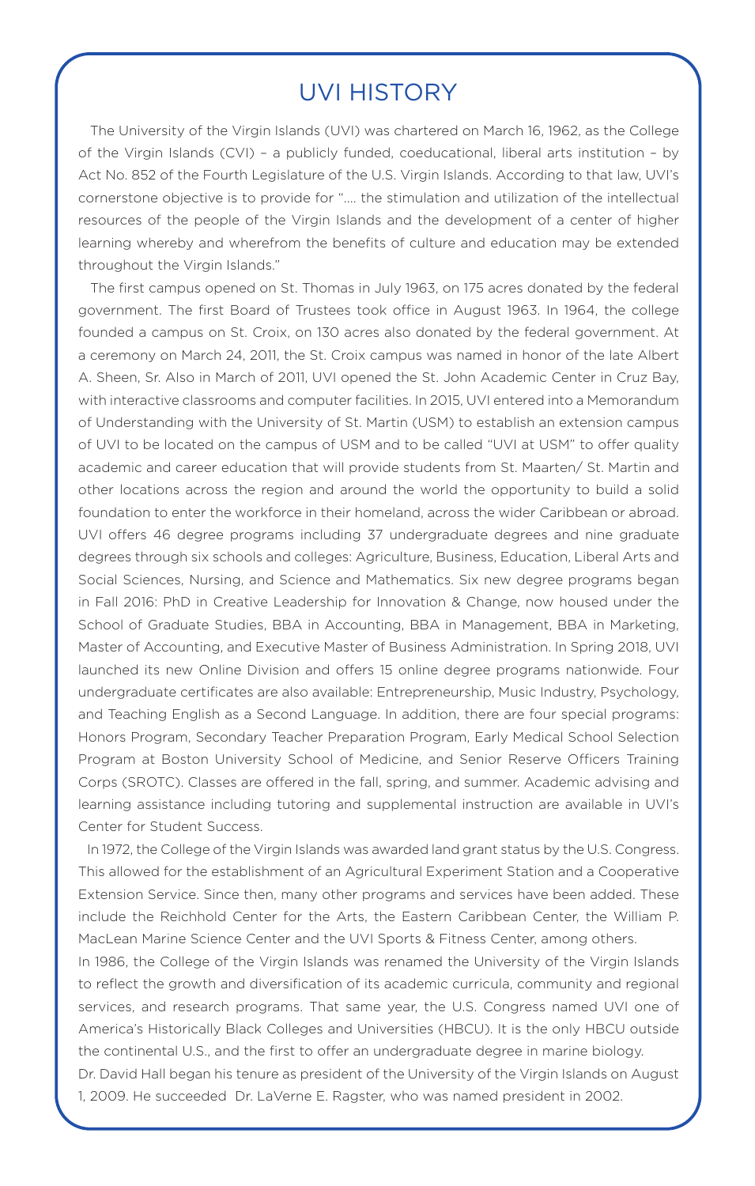# UVI HISTORY

The University of the Virgin Islands (UVI) was chartered on March 16, 1962, as the College of the Virgin Islands (CVI) – a publicly funded, coeducational, liberal arts institution – by Act No. 852 of the Fourth Legislature of the U.S. Virgin Islands. According to that law, UVI's cornerstone objective is to provide for ".... the stimulation and utilization of the intellectual resources of the people of the Virgin Islands and the development of a center of higher learning whereby and wherefrom the benefits of culture and education may be extended throughout the Virgin Islands."

The first campus opened on St. Thomas in July 1963, on 175 acres donated by the federal government. The first Board of Trustees took office in August 1963. In 1964, the college founded a campus on St. Croix, on 130 acres also donated by the federal government. At a ceremony on March 24, 2011, the St. Croix campus was named in honor of the late Albert A. Sheen, Sr. Also in March of 2011, UVI opened the St. John Academic Center in Cruz Bay, with interactive classrooms and computer facilities. In 2015, UVI entered into a Memorandum of Understanding with the University of St. Martin (USM) to establish an extension campus of UVI to be located on the campus of USM and to be called "UVI at USM" to offer quality academic and career education that will provide students from St. Maarten/ St. Martin and other locations across the region and around the world the opportunity to build a solid foundation to enter the workforce in their homeland, across the wider Caribbean or abroad. UVI offers 46 degree programs including 37 undergraduate degrees and nine graduate degrees through six schools and colleges: Agriculture, Business, Education, Liberal Arts and Social Sciences, Nursing, and Science and Mathematics. Six new degree programs began in Fall 2016: PhD in Creative Leadership for Innovation & Change, now housed under the School of Graduate Studies, BBA in Accounting, BBA in Management, BBA in Marketing, Master of Accounting, and Executive Master of Business Administration. In Spring 2018, UVI launched its new Online Division and offers 15 online degree programs nationwide. Four undergraduate certificates are also available: Entrepreneurship, Music Industry, Psychology, and Teaching English as a Second Language. In addition, there are four special programs: Honors Program, Secondary Teacher Preparation Program, Early Medical School Selection Program at Boston University School of Medicine, and Senior Reserve Officers Training Corps (SROTC). Classes are offered in the fall, spring, and summer. Academic advising and learning assistance including tutoring and supplemental instruction are available in UVI's Center for Student Success.

In 1972, the College of the Virgin Islands was awarded land grant status by the U.S. Congress. This allowed for the establishment of an Agricultural Experiment Station and a Cooperative Extension Service. Since then, many other programs and services have been added. These include the Reichhold Center for the Arts, the Eastern Caribbean Center, the William P. MacLean Marine Science Center and the UVI Sports & Fitness Center, among others.

In 1986, the College of the Virgin Islands was renamed the University of the Virgin Islands to reflect the growth and diversification of its academic curricula, community and regional services, and research programs. That same year, the U.S. Congress named UVI one of America's Historically Black Colleges and Universities (HBCU). It is the only HBCU outside the continental U.S., and the first to offer an undergraduate degree in marine biology.

Dr. David Hall began his tenure as president of the University of the Virgin Islands on August 1, 2009. He succeeded Dr. LaVerne E. Ragster, who was named president in 2002.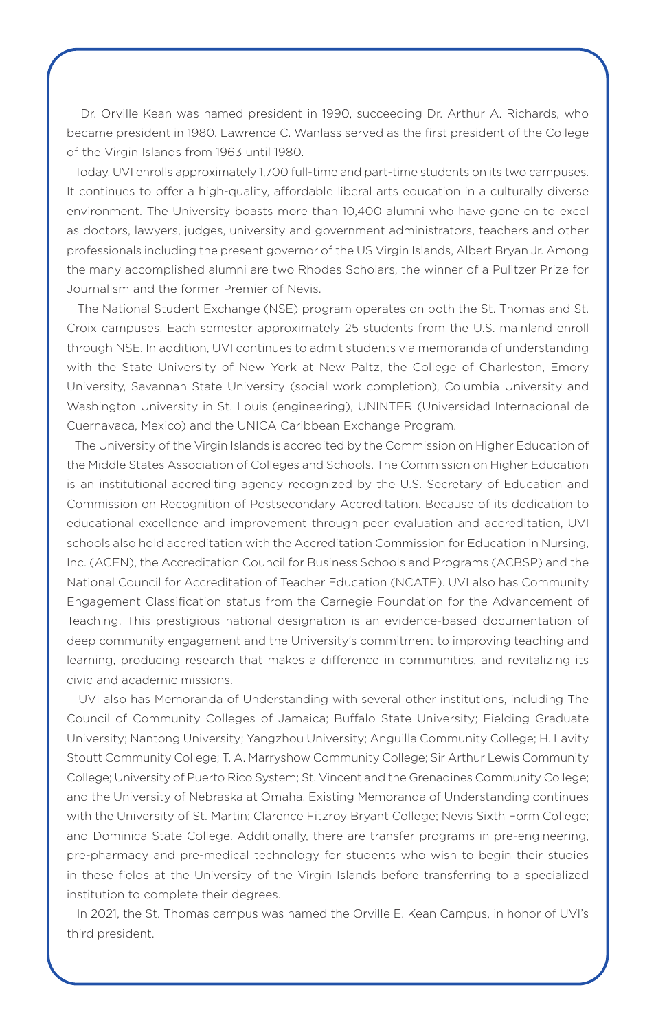Dr. Orville Kean was named president in 1990, succeeding Dr. Arthur A. Richards, who became president in 1980. Lawrence C. Wanlass served as the first president of the College of the Virgin Islands from 1963 until 1980.

Today, UVI enrolls approximately 1,700 full-time and part-time students on its two campuses. It continues to offer a high-quality, affordable liberal arts education in a culturally diverse environment. The University boasts more than 10,400 alumni who have gone on to excel as doctors, lawyers, judges, university and government administrators, teachers and other professionals including the present governor of the US Virgin Islands, Albert Bryan Jr. Among the many accomplished alumni are two Rhodes Scholars, the winner of a Pulitzer Prize for Journalism and the former Premier of Nevis.

The National Student Exchange (NSE) program operates on both the St. Thomas and St. Croix campuses. Each semester approximately 25 students from the U.S. mainland enroll through NSE. In addition, UVI continues to admit students via memoranda of understanding with the State University of New York at New Paltz, the College of Charleston, Emory University, Savannah State University (social work completion), Columbia University and Washington University in St. Louis (engineering), UNINTER (Universidad Internacional de Cuernavaca, Mexico) and the UNICA Caribbean Exchange Program.

The University of the Virgin Islands is accredited by the Commission on Higher Education of the Middle States Association of Colleges and Schools. The Commission on Higher Education is an institutional accrediting agency recognized by the U.S. Secretary of Education and Commission on Recognition of Postsecondary Accreditation. Because of its dedication to educational excellence and improvement through peer evaluation and accreditation, UVI schools also hold accreditation with the Accreditation Commission for Education in Nursing, Inc. (ACEN), the Accreditation Council for Business Schools and Programs (ACBSP) and the National Council for Accreditation of Teacher Education (NCATE). UVI also has Community Engagement Classification status from the Carnegie Foundation for the Advancement of Teaching. This prestigious national designation is an evidence-based documentation of deep community engagement and the University's commitment to improving teaching and learning, producing research that makes a difference in communities, and revitalizing its civic and academic missions.

UVI also has Memoranda of Understanding with several other institutions, including The Council of Community Colleges of Jamaica; Buffalo State University; Fielding Graduate University; Nantong University; Yangzhou University; Anguilla Community College; H. Lavity Stoutt Community College; T. A. Marryshow Community College; Sir Arthur Lewis Community College; University of Puerto Rico System; St. Vincent and the Grenadines Community College; and the University of Nebraska at Omaha. Existing Memoranda of Understanding continues with the University of St. Martin; Clarence Fitzroy Bryant College; Nevis Sixth Form College; and Dominica State College. Additionally, there are transfer programs in pre-engineering, pre-pharmacy and pre-medical technology for students who wish to begin their studies in these fields at the University of the Virgin Islands before transferring to a specialized institution to complete their degrees.

In 2021, the St. Thomas campus was named the Orville E. Kean Campus, in honor of UVI's third president.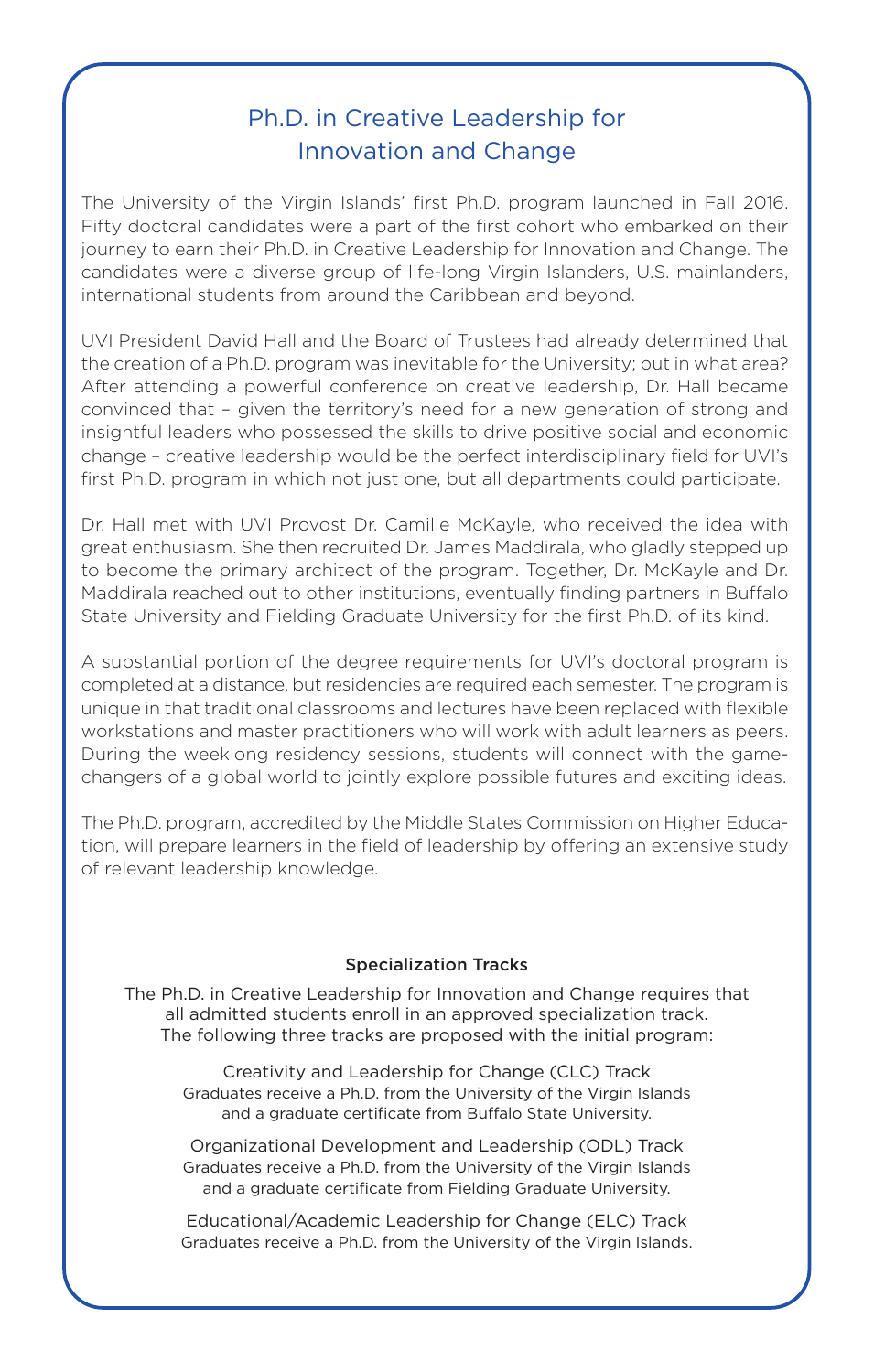# Ph.D. in Creative Leadership for Innovation and Change

The University of the Virgin Islands' first Ph.D. program launched in Fall 2016. Fifty doctoral candidates were a part of the first cohort who embarked on their journey to earn their Ph.D. in Creative Leadership for Innovation and Change. The candidates were a diverse group of life-long Virgin Islanders, U.S. mainlanders, international students from around the Caribbean and beyond.

UVI President David Hall and the Board of Trustees had already determined that the creation of a Ph.D. program was inevitable for the University; but in what area? After attending a powerful conference on creative leadership, Dr. Hall became convinced that – given the territory's need for a new generation of strong and insightful leaders who possessed the skills to drive positive social and economic change – creative leadership would be the perfect interdisciplinary field for UVI's first Ph.D. program in which not just one, but all departments could participate.

Dr. Hall met with UVI Provost Dr. Camille McKayle, who received the idea with great enthusiasm. She then recruited Dr. James Maddirala, who gladly stepped up to become the primary architect of the program. Together, Dr. McKayle and Dr. Maddirala reached out to other institutions, eventually finding partners in Buffalo State University and Fielding Graduate University for the first Ph.D. of its kind.

A substantial portion of the degree requirements for UVI's doctoral program is completed at a distance, but residencies are required each semester. The program is unique in that traditional classrooms and lectures have been replaced with flexible workstations and master practitioners who will work with adult learners as peers. During the weeklong residency sessions, students will connect with the game-changers of a global world to jointly explore possible futures and exciting ideas.

The Ph.D. program, accredited by the Middle States Commission on Higher Education, will prepare learners in the field of leadership by offering an extensive study of relevant leadership knowledge.

### Specialization Tracks

The Ph.D. in Creative Leadership for Innovation and Change requires that all admitted students enroll in an approved specialization track. The following three tracks are proposed with the initial program:

Creativity and Leadership for Change (CLC) Track
Graduates receive a Ph.D. from the University of the Virgin Islands and a graduate certificate from Buffalo State University.

Organizational Development and Leadership (ODL) Track
Graduates receive a Ph.D. from the University of the Virgin Islands and a graduate certificate from Fielding Graduate University.

Educational/Academic Leadership for Change (ELC) Track
Graduates receive a Ph.D. from the University of the Virgin Islands.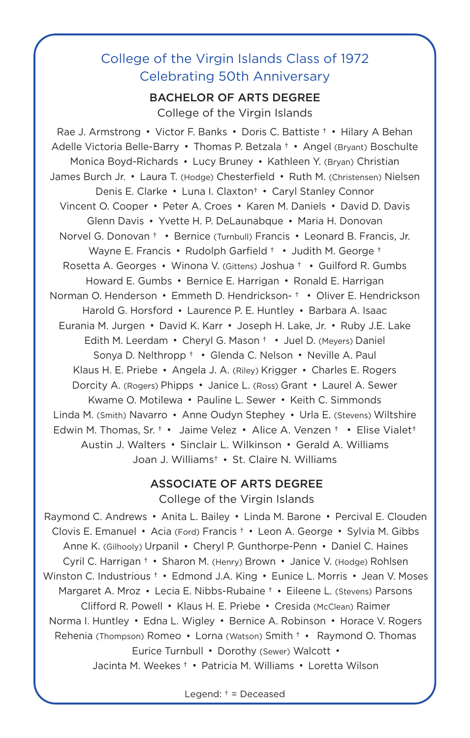## College of the Virgin Islands Class of 1972
## Celebrating 50th Anniversary

### BACHELOR OF ARTS DEGREE

College of the Virgin Islands

Rae J. Armstrong • Victor F. Banks • Doris C. Battiste † • Hilary A Behan
Adelle Victoria Belle-Barry • Thomas P. Betzala † • Angel (Bryant) Boschulte
Monica Boyd-Richards • Lucy Bruney • Kathleen Y. (Bryan) Christian
James Burch Jr. • Laura T. (Hodge) Chesterfield • Ruth M. (Christensen) Nielsen
Denis E. Clarke • Luna I. Claxton† • Caryl Stanley Connor
Vincent O. Cooper • Peter A. Croes • Karen M. Daniels • David D. Davis
Glenn Davis • Yvette H. P. DeLaunabque • Maria H. Donovan
Norvel G. Donovan † • Bernice (Turnbull) Francis • Leonard B. Francis, Jr.
Wayne E. Francis • Rudolph Garfield † • Judith M. George †
Rosetta A. Georges • Winona V. (Gittens) Joshua † • Guilford R. Gumbs
Howard E. Gumbs • Bernice E. Harrigan • Ronald E. Harrigan
Norman O. Henderson • Emmeth D. Hendrickson- † • Oliver E. Hendrickson
Harold G. Horsford • Laurence P. E. Huntley • Barbara A. Isaac
Eurania M. Jurgen • David K. Karr • Joseph H. Lake, Jr. • Ruby J.E. Lake
Edith M. Leerdam • Cheryl G. Mason † • Juel D. (Meyers) Daniel
Sonya D. Nelthropp † • Glenda C. Nelson • Neville A. Paul
Klaus H. E. Priebe • Angela J. A. (Riley) Krigger • Charles E. Rogers
Dorcity A. (Rogers) Phipps • Janice L. (Ross) Grant • Laurel A. Sewer
Kwame O. Motilewa • Pauline L. Sewer • Keith C. Simmonds
Linda M. (Smith) Navarro • Anne Oudyn Stephey • Urla E. (Stevens) Wiltshire
Edwin M. Thomas, Sr. † • Jaime Velez • Alice A. Venzen † • Elise Vialet†
Austin J. Walters • Sinclair L. Wilkinson • Gerald A. Williams
Joan J. Williams† • St. Claire N. Williams

### ASSOCIATE OF ARTS DEGREE

College of the Virgin Islands

Raymond C. Andrews • Anita L. Bailey • Linda M. Barone • Percival E. Clouden
Clovis E. Emanuel • Acia (Ford) Francis † • Leon A. George • Sylvia M. Gibbs
Anne K. (Gilhooly) Urpanil • Cheryl P. Gunthorpe-Penn • Daniel C. Haines
Cyril C. Harrigan † • Sharon M. (Henry) Brown • Janice V. (Hodge) Rohlsen
Winston C. Industrious † • Edmond J.A. King • Eunice L. Morris • Jean V. Moses
Margaret A. Mroz • Lecia E. Nibbs-Rubaine † • Eileene L. (Stevens) Parsons
Clifford R. Powell • Klaus H. E. Priebe • Cresida (McClean) Raimer
Norma I. Huntley • Edna L. Wigley • Bernice A. Robinson • Horace V. Rogers
Rehenia (Thompson) Romeo • Lorna (Watson) Smith † • Raymond O. Thomas
Eurice Turnbull • Dorothy (Sewer) Walcott •
Jacinta M. Weekes † • Patricia M. Williams • Loretta Wilson

Legend: † = Deceased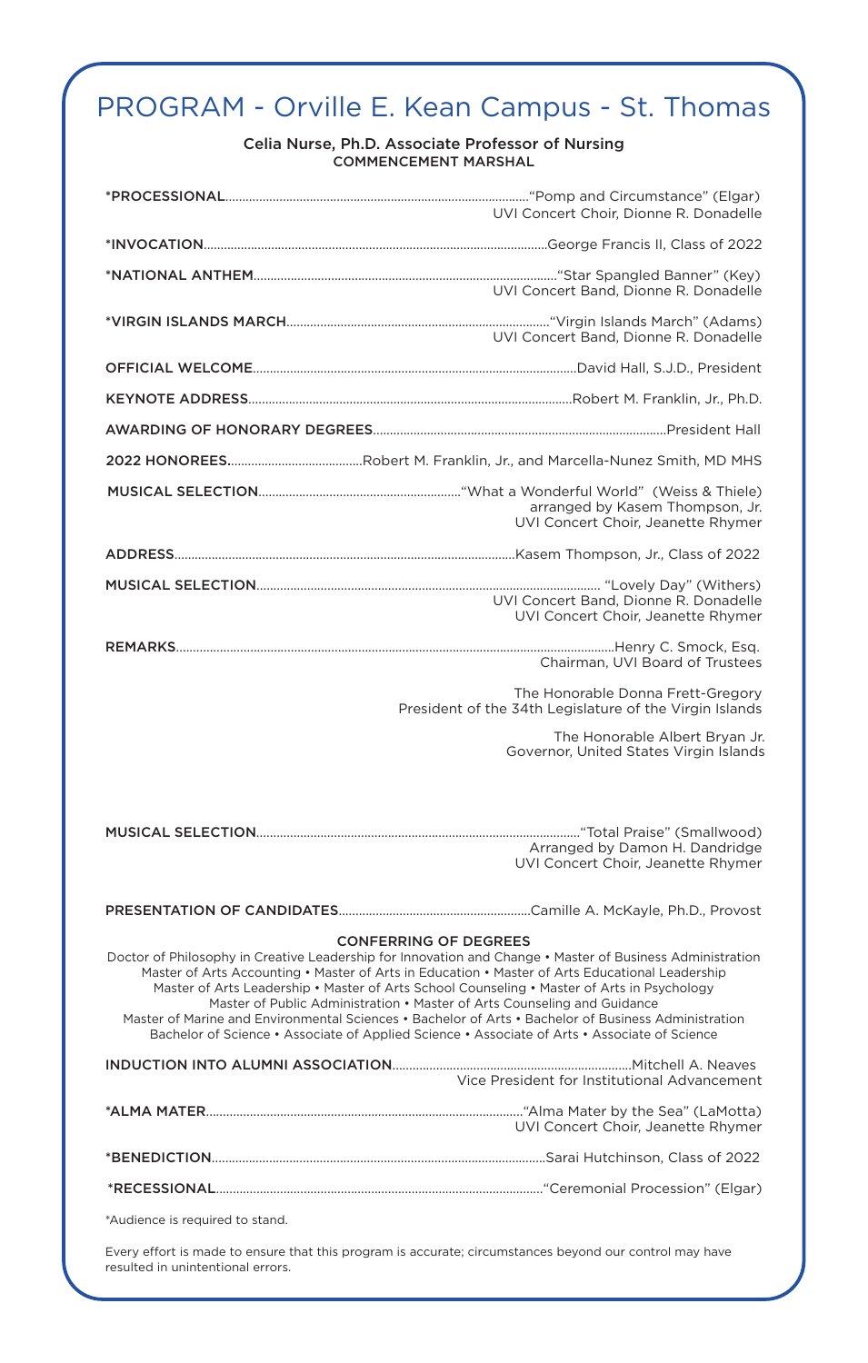# PROGRAM - Orville E. Kean Campus - St. Thomas

Celia Nurse, Ph.D. Associate Professor of Nursing
COMMENCEMENT MARSHAL

**\*PROCESSIONAL**..........“Pomp and Circumstance” (Elgar)
UVI Concert Choir, Dionne R. Donadelle

**\*INVOCATION**..........George Francis II, Class of 2022

**\*NATIONAL ANTHEM**..........“Star Spangled Banner” (Key)
UVI Concert Band, Dionne R. Donadelle

**\*VIRGIN ISLANDS MARCH**..........“Virgin Islands March” (Adams)
UVI Concert Band, Dionne R. Donadelle

**OFFICIAL WELCOME**..........David Hall, S.J.D., President

**KEYNOTE ADDRESS**..........Robert M. Franklin, Jr., Ph.D.

**AWARDING OF HONORARY DEGREES**..........President Hall

**2022 HONOREES**..........Robert M. Franklin, Jr., and Marcella-Nunez Smith, MD MHS

**MUSICAL SELECTION**..........“What a Wonderful World” (Weiss & Thiele)
arranged by Kasem Thompson, Jr.
UVI Concert Choir, Jeanette Rhymer

**ADDRESS**..........Kasem Thompson, Jr., Class of 2022

**MUSICAL SELECTION**.......... “Lovely Day” (Withers)
UVI Concert Band, Dionne R. Donadelle
UVI Concert Choir, Jeanette Rhymer

**REMARKS**..........Henry C. Smock, Esq.
Chairman, UVI Board of Trustees

The Honorable Donna Frett-Gregory
President of the 34th Legislature of the Virgin Islands

The Honorable Albert Bryan Jr.
Governor, United States Virgin Islands

**MUSICAL SELECTION**..........“Total Praise” (Smallwood)
Arranged by Damon H. Dandridge
UVI Concert Choir, Jeanette Rhymer

**PRESENTATION OF CANDIDATES**..........Camille A. McKayle, Ph.D., Provost

**CONFERRING OF DEGREES**

Doctor of Philosophy in Creative Leadership for Innovation and Change • Master of Business Administration
Master of Arts Accounting • Master of Arts in Education • Master of Arts Educational Leadership
Master of Arts Leadership • Master of Arts School Counseling • Master of Arts in Psychology
Master of Public Administration • Master of Arts Counseling and Guidance
Master of Marine and Environmental Sciences • Bachelor of Arts • Bachelor of Business Administration
Bachelor of Science • Associate of Applied Science • Associate of Arts • Associate of Science

**INDUCTION INTO ALUMNI ASSOCIATION**..........Mitchell A. Neaves
Vice President for Institutional Advancement

**\*ALMA MATER**..........“Alma Mater by the Sea” (LaMotta)
UVI Concert Choir, Jeanette Rhymer

**\*BENEDICTION**..........Sarai Hutchinson, Class of 2022

**\*RECESSIONAL**..........“Ceremonial Procession” (Elgar)

\*Audience is required to stand.

Every effort is made to ensure that this program is accurate; circumstances beyond our control may have resulted in unintentional errors.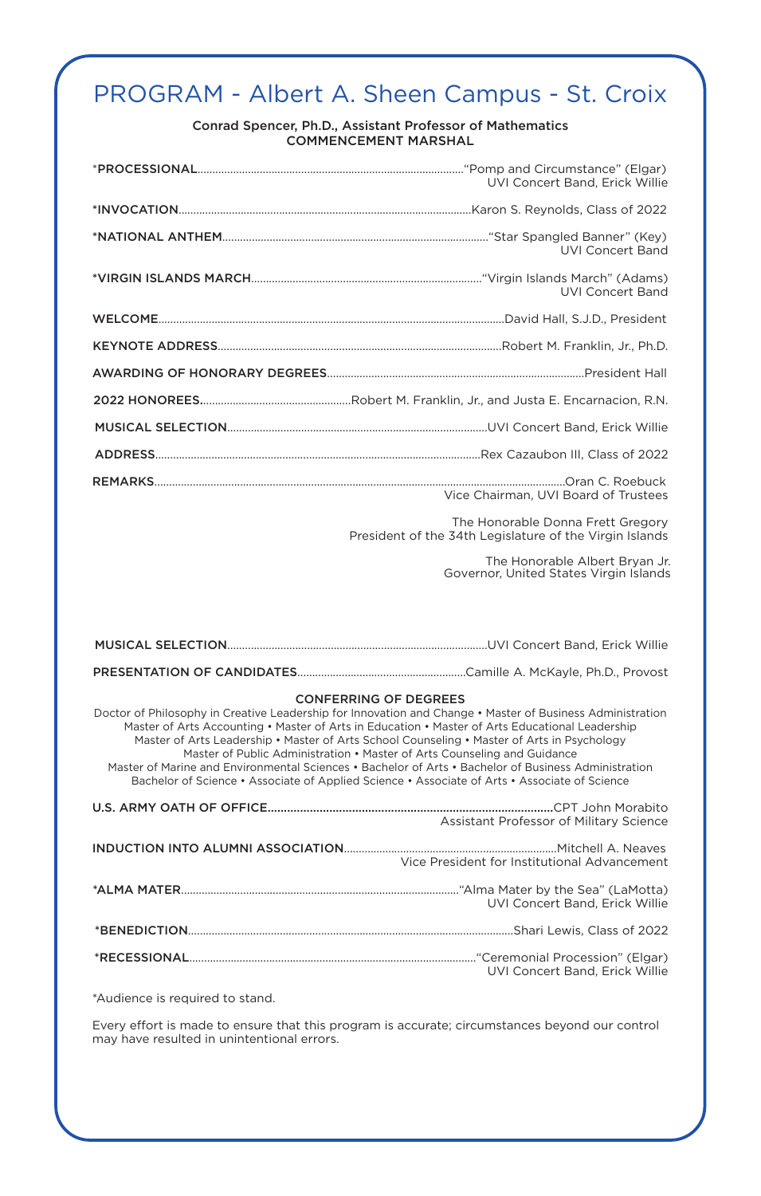# PROGRAM - Albert A. Sheen Campus - St. Croix

**Conrad Spencer, Ph.D., Assistant Professor of Mathematics**
**COMMENCEMENT MARSHAL**

*PROCESSIONAL ........ "Pomp and Circumstance" (Elgar)
UVI Concert Band, Erick Willie

*INVOCATION ........ Karon S. Reynolds, Class of 2022

*NATIONAL ANTHEM ........ "Star Spangled Banner" (Key)
UVI Concert Band

*VIRGIN ISLANDS MARCH ........ "Virgin Islands March" (Adams)
UVI Concert Band

WELCOME ........ David Hall, S.J.D., President

KEYNOTE ADDRESS ........ Robert M. Franklin, Jr., Ph.D.

AWARDING OF HONORARY DEGREES ........ President Hall

2022 HONOREES ........ Robert M. Franklin, Jr., and Justa E. Encarnacion, R.N.

MUSICAL SELECTION ........ UVI Concert Band, Erick Willie

ADDRESS ........ Rex Cazaubon III, Class of 2022

REMARKS ........ Oran C. Roebuck
Vice Chairman, UVI Board of Trustees

The Honorable Donna Frett Gregory
President of the 34th Legislature of the Virgin Islands

The Honorable Albert Bryan Jr.
Governor, United States Virgin Islands

MUSICAL SELECTION ........ UVI Concert Band, Erick Willie

PRESENTATION OF CANDIDATES ........ Camille A. McKayle, Ph.D., Provost

**CONFERRING OF DEGREES**

Doctor of Philosophy in Creative Leadership for Innovation and Change • Master of Business Administration
Master of Arts Accounting • Master of Arts in Education • Master of Arts Educational Leadership
Master of Arts Leadership • Master of Arts School Counseling • Master of Arts in Psychology
Master of Public Administration • Master of Arts Counseling and Guidance
Master of Marine and Environmental Sciences • Bachelor of Arts • Bachelor of Business Administration
Bachelor of Science • Associate of Applied Science • Associate of Arts • Associate of Science

**U.S. ARMY OATH OF OFFICE** ........ CPT John Morabito
Assistant Professor of Military Science

INDUCTION INTO ALUMNI ASSOCIATION ........ Mitchell A. Neaves
Vice President for Institutional Advancement

*ALMA MATER ........ "Alma Mater by the Sea" (LaMotta)
UVI Concert Band, Erick Willie

*BENEDICTION ........ Shari Lewis, Class of 2022

*RECESSIONAL ........ "Ceremonial Procession" (Elgar)
UVI Concert Band, Erick Willie

*Audience is required to stand.

Every effort is made to ensure that this program is accurate; circumstances beyond our control may have resulted in unintentional errors.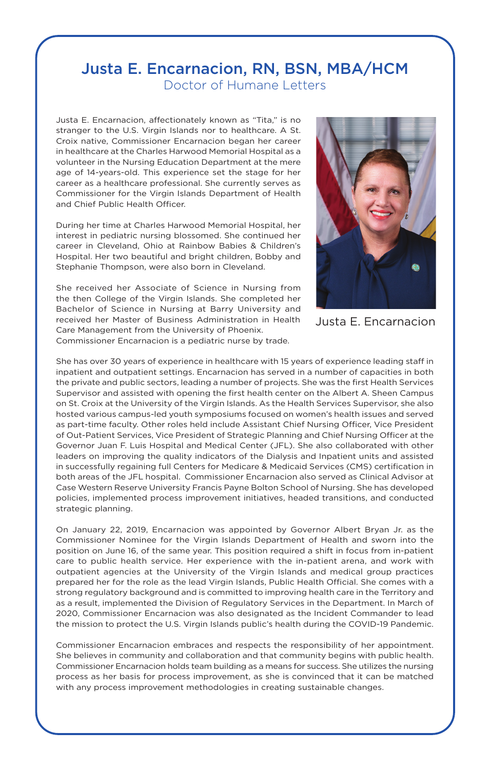# Justa E. Encarnacion, RN, BSN, MBA/HCM

## Doctor of Humane Letters

Justa E. Encarnacion, affectionately known as "Tita," is no stranger to the U.S. Virgin Islands nor to healthcare. A St. Croix native, Commissioner Encarnacion began her career in healthcare at the Charles Harwood Memorial Hospital as a volunteer in the Nursing Education Department at the mere age of 14-years-old. This experience set the stage for her career as a healthcare professional. She currently serves as Commissioner for the Virgin Islands Department of Health and Chief Public Health Officer.

During her time at Charles Harwood Memorial Hospital, her interest in pediatric nursing blossomed. She continued her career in Cleveland, Ohio at Rainbow Babies & Children's Hospital. Her two beautiful and bright children, Bobby and Stephanie Thompson, were also born in Cleveland.

She received her Associate of Science in Nursing from the then College of the Virgin Islands. She completed her Bachelor of Science in Nursing at Barry University and received her Master of Business Administration in Health Care Management from the University of Phoenix. Commissioner Encarnacion is a pediatric nurse by trade.

Justa E. Encarnacion

She has over 30 years of experience in healthcare with 15 years of experience leading staff in inpatient and outpatient settings. Encarnacion has served in a number of capacities in both the private and public sectors, leading a number of projects. She was the first Health Services Supervisor and assisted with opening the first health center on the Albert A. Sheen Campus on St. Croix at the University of the Virgin Islands. As the Health Services Supervisor, she also hosted various campus-led youth symposiums focused on women's health issues and served as part-time faculty. Other roles held include Assistant Chief Nursing Officer, Vice President of Out-Patient Services, Vice President of Strategic Planning and Chief Nursing Officer at the Governor Juan F. Luis Hospital and Medical Center (JFL). She also collaborated with other leaders on improving the quality indicators of the Dialysis and Inpatient units and assisted in successfully regaining full Centers for Medicare & Medicaid Services (CMS) certification in both areas of the JFL hospital. Commissioner Encarnacion also served as Clinical Advisor at Case Western Reserve University Francis Payne Bolton School of Nursing. She has developed policies, implemented process improvement initiatives, headed transitions, and conducted strategic planning.

On January 22, 2019, Encarnacion was appointed by Governor Albert Bryan Jr. as the Commissioner Nominee for the Virgin Islands Department of Health and sworn into the position on June 16, of the same year. This position required a shift in focus from in-patient care to public health service. Her experience with the in-patient arena, and work with outpatient agencies at the University of the Virgin Islands and medical group practices prepared her for the role as the lead Virgin Islands, Public Health Official. She comes with a strong regulatory background and is committed to improving health care in the Territory and as a result, implemented the Division of Regulatory Services in the Department. In March of 2020, Commissioner Encarnacion was also designated as the Incident Commander to lead the mission to protect the U.S. Virgin Islands public's health during the COVID-19 Pandemic.

Commissioner Encarnacion embraces and respects the responsibility of her appointment. She believes in community and collaboration and that community begins with public health. Commissioner Encarnacion holds team building as a means for success. She utilizes the nursing process as her basis for process improvement, as she is convinced that it can be matched with any process improvement methodologies in creating sustainable changes.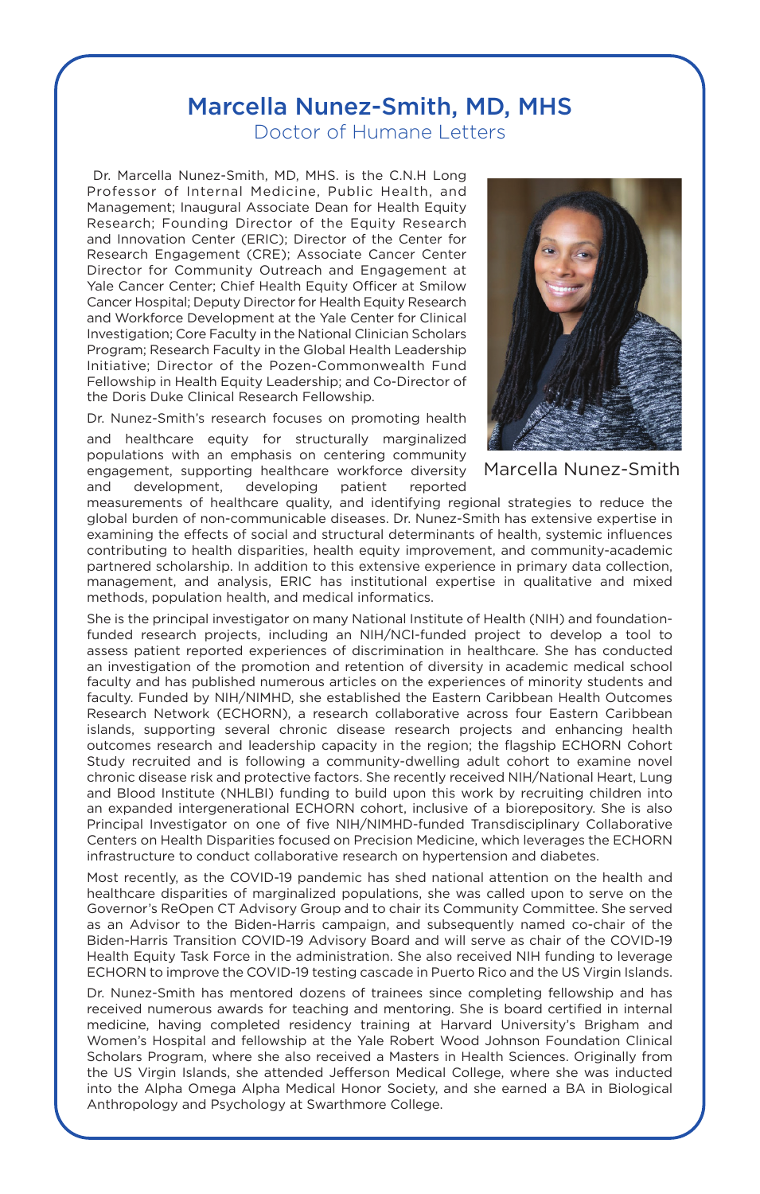# Marcella Nunez-Smith, MD, MHS

## Doctor of Humane Letters

Dr. Marcella Nunez-Smith, MD, MHS. is the C.N.H Long Professor of Internal Medicine, Public Health, and Management; Inaugural Associate Dean for Health Equity Research; Founding Director of the Equity Research and Innovation Center (ERIC); Director of the Center for Research Engagement (CRE); Associate Cancer Center Director for Community Outreach and Engagement at Yale Cancer Center; Chief Health Equity Officer at Smilow Cancer Hospital; Deputy Director for Health Equity Research and Workforce Development at the Yale Center for Clinical Investigation; Core Faculty in the National Clinician Scholars Program; Research Faculty in the Global Health Leadership Initiative; Director of the Pozen-Commonwealth Fund Fellowship in Health Equity Leadership; and Co-Director of the Doris Duke Clinical Research Fellowship.

Marcella Nunez-Smith

Dr. Nunez-Smith's research focuses on promoting health and healthcare equity for structurally marginalized populations with an emphasis on centering community engagement, supporting healthcare workforce diversity and development, developing patient reported measurements of healthcare quality, and identifying regional strategies to reduce the global burden of non-communicable diseases. Dr. Nunez-Smith has extensive expertise in examining the effects of social and structural determinants of health, systemic influences contributing to health disparities, health equity improvement, and community-academic partnered scholarship. In addition to this extensive experience in primary data collection, management, and analysis, ERIC has institutional expertise in qualitative and mixed methods, population health, and medical informatics.

She is the principal investigator on many National Institute of Health (NIH) and foundation-funded research projects, including an NIH/NCI-funded project to develop a tool to assess patient reported experiences of discrimination in healthcare. She has conducted an investigation of the promotion and retention of diversity in academic medical school faculty and has published numerous articles on the experiences of minority students and faculty. Funded by NIH/NIMHD, she established the Eastern Caribbean Health Outcomes Research Network (ECHORN), a research collaborative across four Eastern Caribbean islands, supporting several chronic disease research projects and enhancing health outcomes research and leadership capacity in the region; the flagship ECHORN Cohort Study recruited and is following a community-dwelling adult cohort to examine novel chronic disease risk and protective factors. She recently received NIH/National Heart, Lung and Blood Institute (NHLBI) funding to build upon this work by recruiting children into an expanded intergenerational ECHORN cohort, inclusive of a biorepository. She is also Principal Investigator on one of five NIH/NIMHD-funded Transdisciplinary Collaborative Centers on Health Disparities focused on Precision Medicine, which leverages the ECHORN infrastructure to conduct collaborative research on hypertension and diabetes.

Most recently, as the COVID-19 pandemic has shed national attention on the health and healthcare disparities of marginalized populations, she was called upon to serve on the Governor's ReOpen CT Advisory Group and to chair its Community Committee. She served as an Advisor to the Biden-Harris campaign, and subsequently named co-chair of the Biden-Harris Transition COVID-19 Advisory Board and will serve as chair of the COVID-19 Health Equity Task Force in the administration. She also received NIH funding to leverage ECHORN to improve the COVID-19 testing cascade in Puerto Rico and the US Virgin Islands.

Dr. Nunez-Smith has mentored dozens of trainees since completing fellowship and has received numerous awards for teaching and mentoring. She is board certified in internal medicine, having completed residency training at Harvard University's Brigham and Women's Hospital and fellowship at the Yale Robert Wood Johnson Foundation Clinical Scholars Program, where she also received a Masters in Health Sciences. Originally from the US Virgin Islands, she attended Jefferson Medical College, where she was inducted into the Alpha Omega Alpha Medical Honor Society, and she earned a BA in Biological Anthropology and Psychology at Swarthmore College.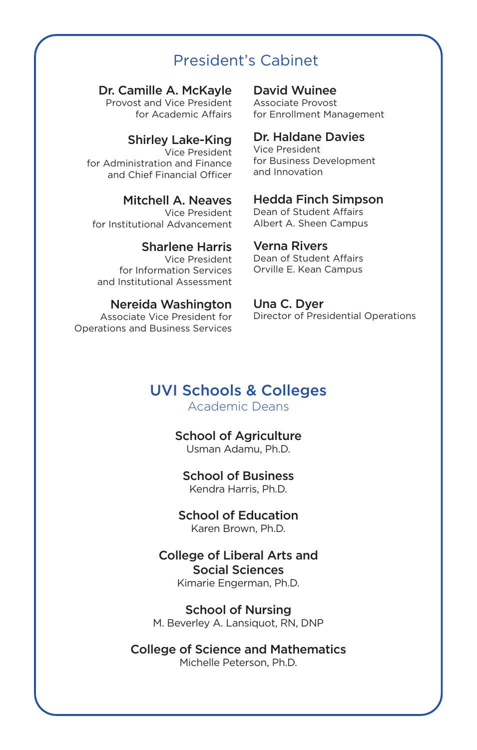## President's Cabinet

**Dr. Camille A. McKayle**
Provost and Vice President
for Academic Affairs

**Shirley Lake-King**
Vice President
for Administration and Finance
and Chief Financial Officer

**Mitchell A. Neaves**
Vice President
for Institutional Advancement

**Sharlene Harris**
Vice President
for Information Services
and Institutional Assessment

**Nereida Washington**
Associate Vice President for
Operations and Business Services

**David Wuinee**
Associate Provost
for Enrollment Management

**Dr. Haldane Davies**
Vice President
for Business Development
and Innovation

**Hedda Finch Simpson**
Dean of Student Affairs
Albert A. Sheen Campus

**Verna Rivers**
Dean of Student Affairs
Orville E. Kean Campus

**Una C. Dyer**
Director of Presidential Operations

## UVI Schools & Colleges

### Academic Deans

**School of Agriculture**
Usman Adamu, Ph.D.

**School of Business**
Kendra Harris, Ph.D.

**School of Education**
Karen Brown, Ph.D.

**College of Liberal Arts and Social Sciences**
Kimarie Engerman, Ph.D.

**School of Nursing**
M. Beverley A. Lansiquot, RN, DNP

**College of Science and Mathematics**
Michelle Peterson, Ph.D.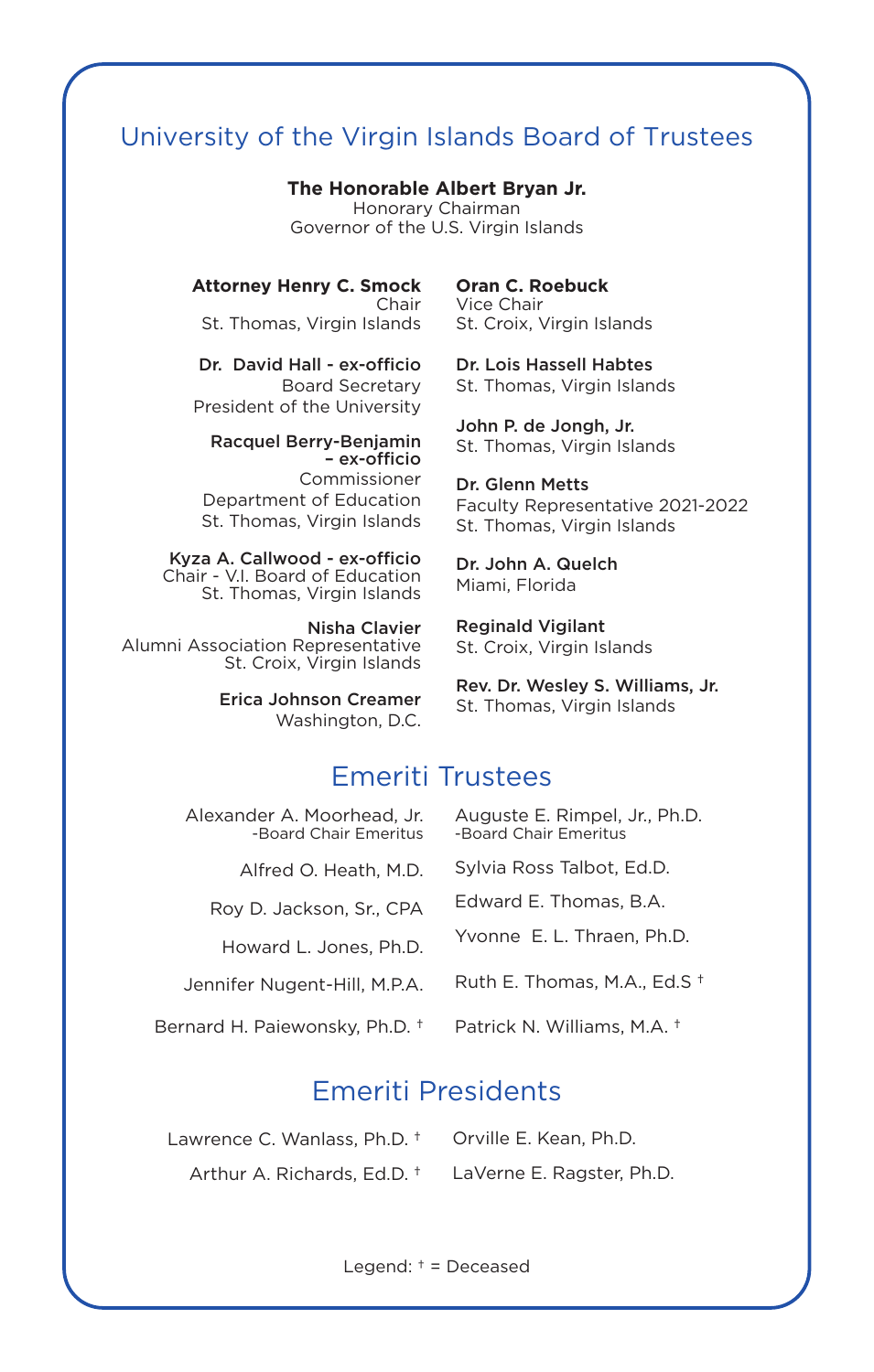## University of the Virgin Islands Board of Trustees

**The Honorable Albert Bryan Jr.**
Honorary Chairman
Governor of the U.S. Virgin Islands

**Attorney Henry C. Smock**
Chair
St. Thomas, Virgin Islands

**Dr. David Hall - ex-officio**
Board Secretary
President of the University

**Racquel Berry-Benjamin – ex-officio**
Commissioner
Department of Education
St. Thomas, Virgin Islands

**Kyza A. Callwood - ex-officio**
Chair - V.I. Board of Education
St. Thomas, Virgin Islands

**Nisha Clavier**
Alumni Association Representative
St. Croix, Virgin Islands

**Erica Johnson Creamer**
Washington, D.C.

**Oran C. Roebuck**
Vice Chair
St. Croix, Virgin Islands

**Dr. Lois Hassell Habtes**
St. Thomas, Virgin Islands

**John P. de Jongh, Jr.**
St. Thomas, Virgin Islands

**Dr. Glenn Metts**
Faculty Representative 2021-2022
St. Thomas, Virgin Islands

**Dr. John A. Quelch**
Miami, Florida

**Reginald Vigilant**
St. Croix, Virgin Islands

**Rev. Dr. Wesley S. Williams, Jr.**
St. Thomas, Virgin Islands

## Emeriti Trustees

Alexander A. Moorhead, Jr.
-Board Chair Emeritus

Alfred O. Heath, M.D.

Roy D. Jackson, Sr., CPA

Howard L. Jones, Ph.D.

Jennifer Nugent-Hill, M.P.A.

Bernard H. Paiewonsky, Ph.D. †

Auguste E. Rimpel, Jr., Ph.D.
-Board Chair Emeritus

Sylvia Ross Talbot, Ed.D.

Edward E. Thomas, B.A.

Yvonne E. L. Thraen, Ph.D.

Ruth E. Thomas, M.A., Ed.S †

Patrick N. Williams, M.A. †

## Emeriti Presidents

Lawrence C. Wanlass, Ph.D. †

Arthur A. Richards, Ed.D. †

Orville E. Kean, Ph.D.

LaVerne E. Ragster, Ph.D.

Legend: † = Deceased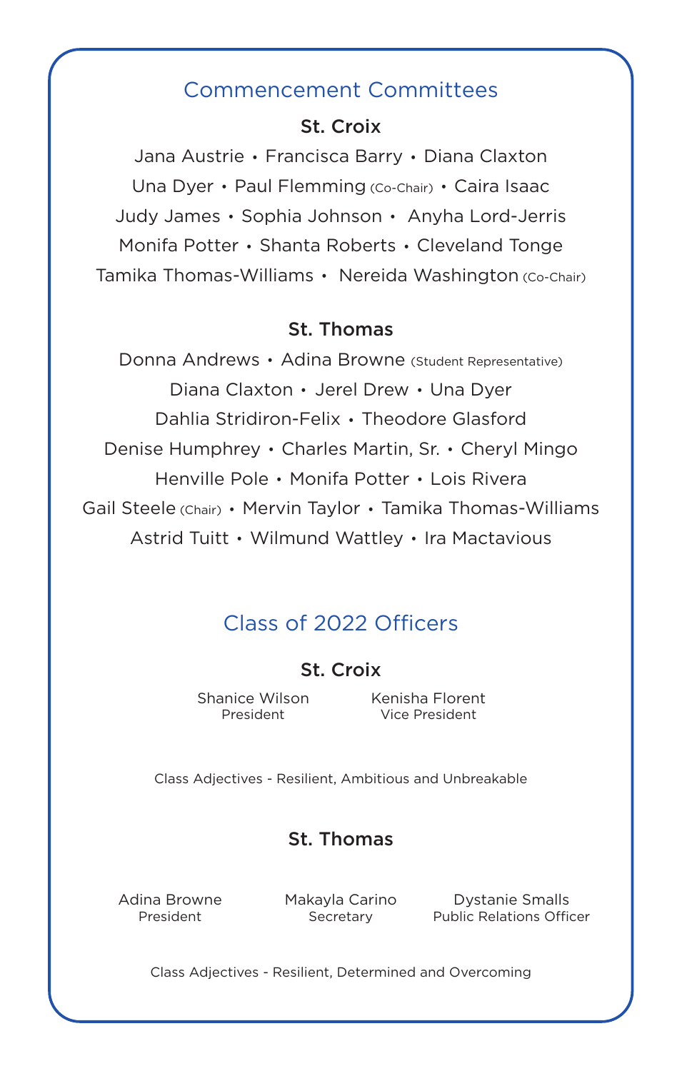## Commencement Committees

### St. Croix

Jana Austrie • Francisca Barry • Diana Claxton
Una Dyer • Paul Flemming (Co-Chair) • Caira Isaac
Judy James • Sophia Johnson • Anyha Lord-Jerris
Monifa Potter • Shanta Roberts • Cleveland Tonge
Tamika Thomas-Williams • Nereida Washington (Co-Chair)

### St. Thomas

Donna Andrews • Adina Browne (Student Representative)
Diana Claxton • Jerel Drew • Una Dyer
Dahlia Stridiron-Felix • Theodore Glasford
Denise Humphrey • Charles Martin, Sr. • Cheryl Mingo
Henville Pole • Monifa Potter • Lois Rivera
Gail Steele (Chair) • Mervin Taylor • Tamika Thomas-Williams
Astrid Tuitt • Wilmund Wattley • Ira Mactavious

## Class of 2022 Officers

### St. Croix

Shanice Wilson
President

Kenisha Florent
Vice President

Class Adjectives - Resilient, Ambitious and Unbreakable

### St. Thomas

Adina Browne
President

Makayla Carino
Secretary

Dystanie Smalls
Public Relations Officer

Class Adjectives - Resilient, Determined and Overcoming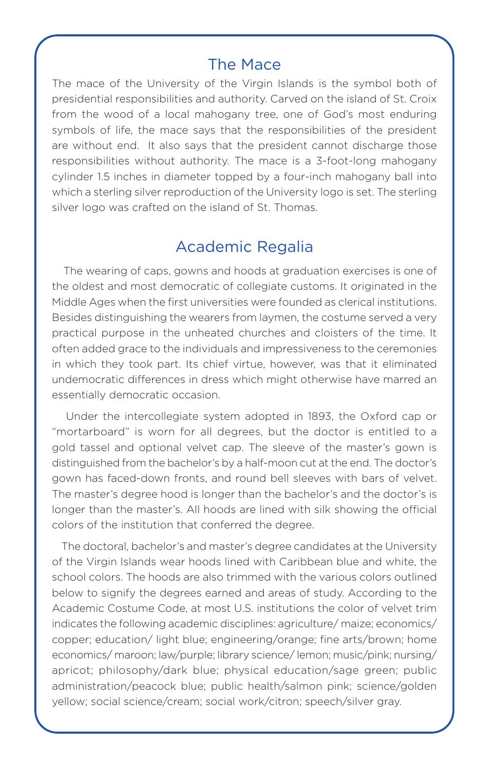## The Mace

The mace of the University of the Virgin Islands is the symbol both of presidential responsibilities and authority. Carved on the island of St. Croix from the wood of a local mahogany tree, one of God's most enduring symbols of life, the mace says that the responsibilities of the president are without end. It also says that the president cannot discharge those responsibilities without authority. The mace is a 3-foot-long mahogany cylinder 1.5 inches in diameter topped by a four-inch mahogany ball into which a sterling silver reproduction of the University logo is set. The sterling silver logo was crafted on the island of St. Thomas.

## Academic Regalia

The wearing of caps, gowns and hoods at graduation exercises is one of the oldest and most democratic of collegiate customs. It originated in the Middle Ages when the first universities were founded as clerical institutions. Besides distinguishing the wearers from laymen, the costume served a very practical purpose in the unheated churches and cloisters of the time. It often added grace to the individuals and impressiveness to the ceremonies in which they took part. Its chief virtue, however, was that it eliminated undemocratic differences in dress which might otherwise have marred an essentially democratic occasion.

Under the intercollegiate system adopted in 1893, the Oxford cap or "mortarboard" is worn for all degrees, but the doctor is entitled to a gold tassel and optional velvet cap. The sleeve of the master's gown is distinguished from the bachelor's by a half-moon cut at the end. The doctor's gown has faced-down fronts, and round bell sleeves with bars of velvet. The master's degree hood is longer than the bachelor's and the doctor's is longer than the master's. All hoods are lined with silk showing the official colors of the institution that conferred the degree.

The doctoral, bachelor's and master's degree candidates at the University of the Virgin Islands wear hoods lined with Caribbean blue and white, the school colors. The hoods are also trimmed with the various colors outlined below to signify the degrees earned and areas of study. According to the Academic Costume Code, at most U.S. institutions the color of velvet trim indicates the following academic disciplines: agriculture/ maize; economics/ copper; education/ light blue; engineering/orange; fine arts/brown; home economics/ maroon; law/purple; library science/ lemon; music/pink; nursing/ apricot; philosophy/dark blue; physical education/sage green; public administration/peacock blue; public health/salmon pink; science/golden yellow; social science/cream; social work/citron; speech/silver gray.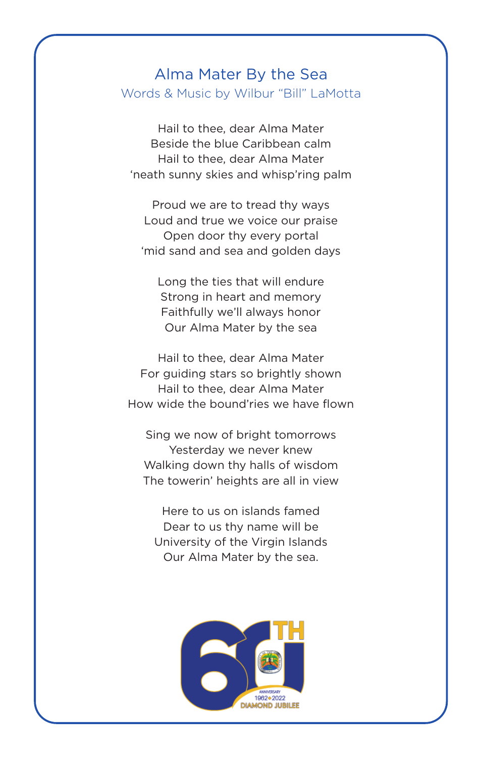# Alma Mater By the Sea

Words & Music by Wilbur “Bill” LaMotta

Hail to thee, dear Alma Mater
Beside the blue Caribbean calm
Hail to thee, dear Alma Mater
‘neath sunny skies and whisp’ring palm

Proud we are to tread thy ways
Loud and true we voice our praise
Open door thy every portal
‘mid sand and sea and golden days

Long the ties that will endure
Strong in heart and memory
Faithfully we’ll always honor
Our Alma Mater by the sea

Hail to thee, dear Alma Mater
For guiding stars so brightly shown
Hail to thee, dear Alma Mater
How wide the bound’ries we have flown

Sing we now of bright tomorrows
Yesterday we never knew
Walking down thy halls of wisdom
The towerin’ heights are all in view

Here to us on islands famed
Dear to us thy name will be
University of the Virgin Islands
Our Alma Mater by the sea.

60TH ANNIVERSARY 1962◆2022 DIAMOND JUBILEE